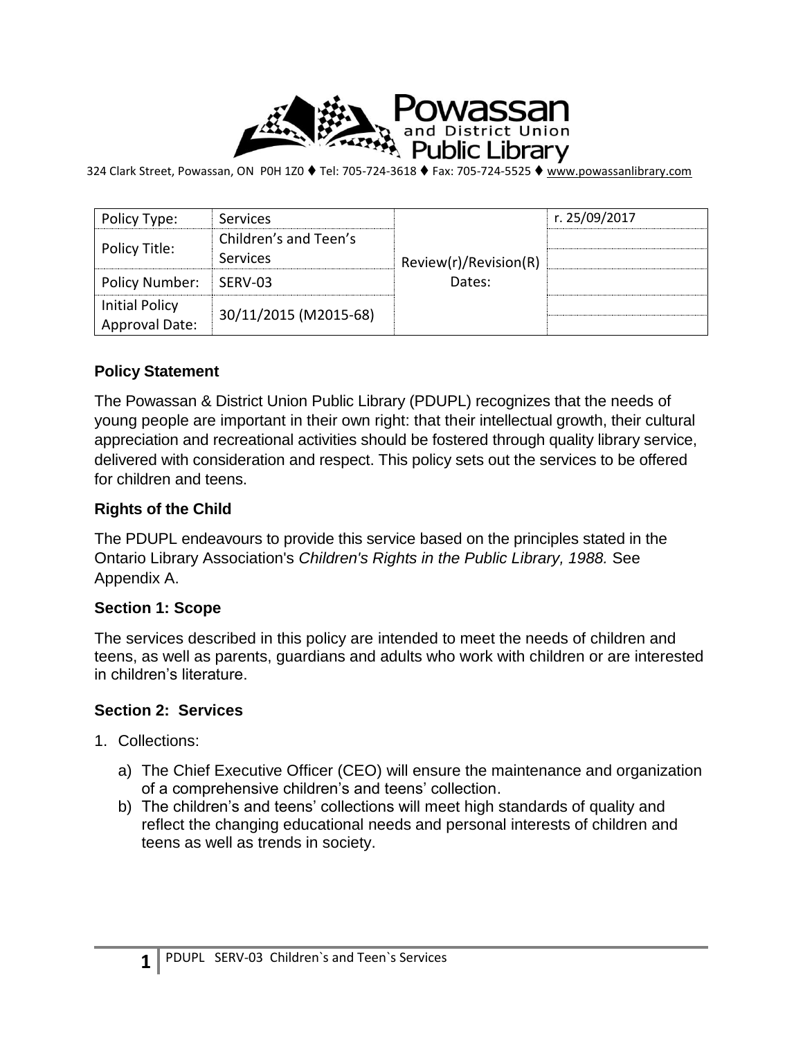Powassan and District Union Public Library

324 Clark Street, Powassan, ON P0H 1Z0 ♦ Tel: 705-724-3618 ♦ Fax: 705-724-5525 ♦ www.powassanlibrary.com

| Policy Type: | Services | Review(r)/Revision(R) Dates: | r. 25/09/2017 |
|---|---|---|---|
| Policy Title: | Children's and Teen's Services | | |
| Policy Number: | SERV-03 | | |
| Initial Policy Approval Date: | 30/11/2015 (M2015-68) | | |

### Policy Statement

The Powassan & District Union Public Library (PDUPL) recognizes that the needs of young people are important in their own right: that their intellectual growth, their cultural appreciation and recreational activities should be fostered through quality library service, delivered with consideration and respect. This policy sets out the services to be offered for children and teens.

### Rights of the Child

The PDUPL endeavours to provide this service based on the principles stated in the Ontario Library Association's *Children's Rights in the Public Library, 1988.* See Appendix A.

### Section 1: Scope

The services described in this policy are intended to meet the needs of children and teens, as well as parents, guardians and adults who work with children or are interested in children's literature.

### Section 2: Services

1. Collections:
   a) The Chief Executive Officer (CEO) will ensure the maintenance and organization of a comprehensive children's and teens' collection.
   b) The children's and teens' collections will meet high standards of quality and reflect the changing educational needs and personal interests of children and teens as well as trends in society.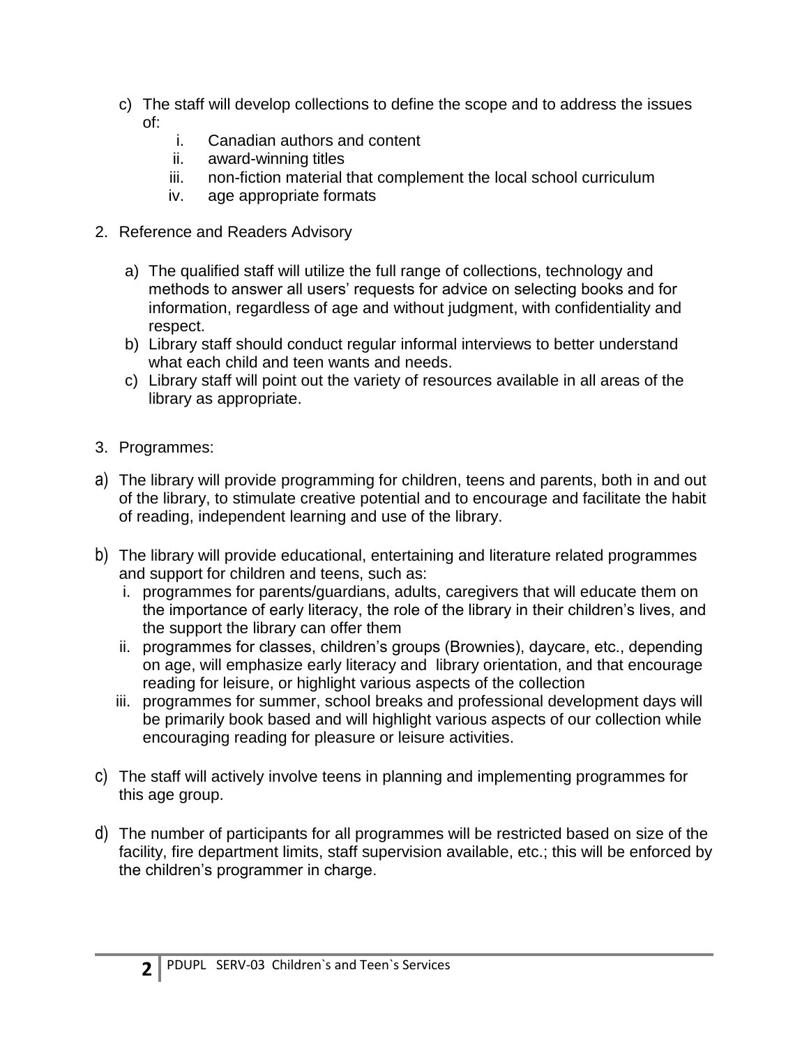c) The staff will develop collections to define the scope and to address the issues of:
   i. Canadian authors and content
   ii. award-winning titles
   iii. non-fiction material that complement the local school curriculum
   iv. age appropriate formats

2. Reference and Readers Advisory

   a) The qualified staff will utilize the full range of collections, technology and methods to answer all users' requests for advice on selecting books and for information, regardless of age and without judgment, with confidentiality and respect.
   b) Library staff should conduct regular informal interviews to better understand what each child and teen wants and needs.
   c) Library staff will point out the variety of resources available in all areas of the library as appropriate.

3. Programmes:

a) The library will provide programming for children, teens and parents, both in and out of the library, to stimulate creative potential and to encourage and facilitate the habit of reading, independent learning and use of the library.

b) The library will provide educational, entertaining and literature related programmes and support for children and teens, such as:
   i. programmes for parents/guardians, adults, caregivers that will educate them on the importance of early literacy, the role of the library in their children's lives, and the support the library can offer them
   ii. programmes for classes, children's groups (Brownies), daycare, etc., depending on age, will emphasize early literacy and library orientation, and that encourage reading for leisure, or highlight various aspects of the collection
   iii. programmes for summer, school breaks and professional development days will be primarily book based and will highlight various aspects of our collection while encouraging reading for pleasure or leisure activities.

c) The staff will actively involve teens in planning and implementing programmes for this age group.

d) The number of participants for all programmes will be restricted based on size of the facility, fire department limits, staff supervision available, etc.; this will be enforced by the children's programmer in charge.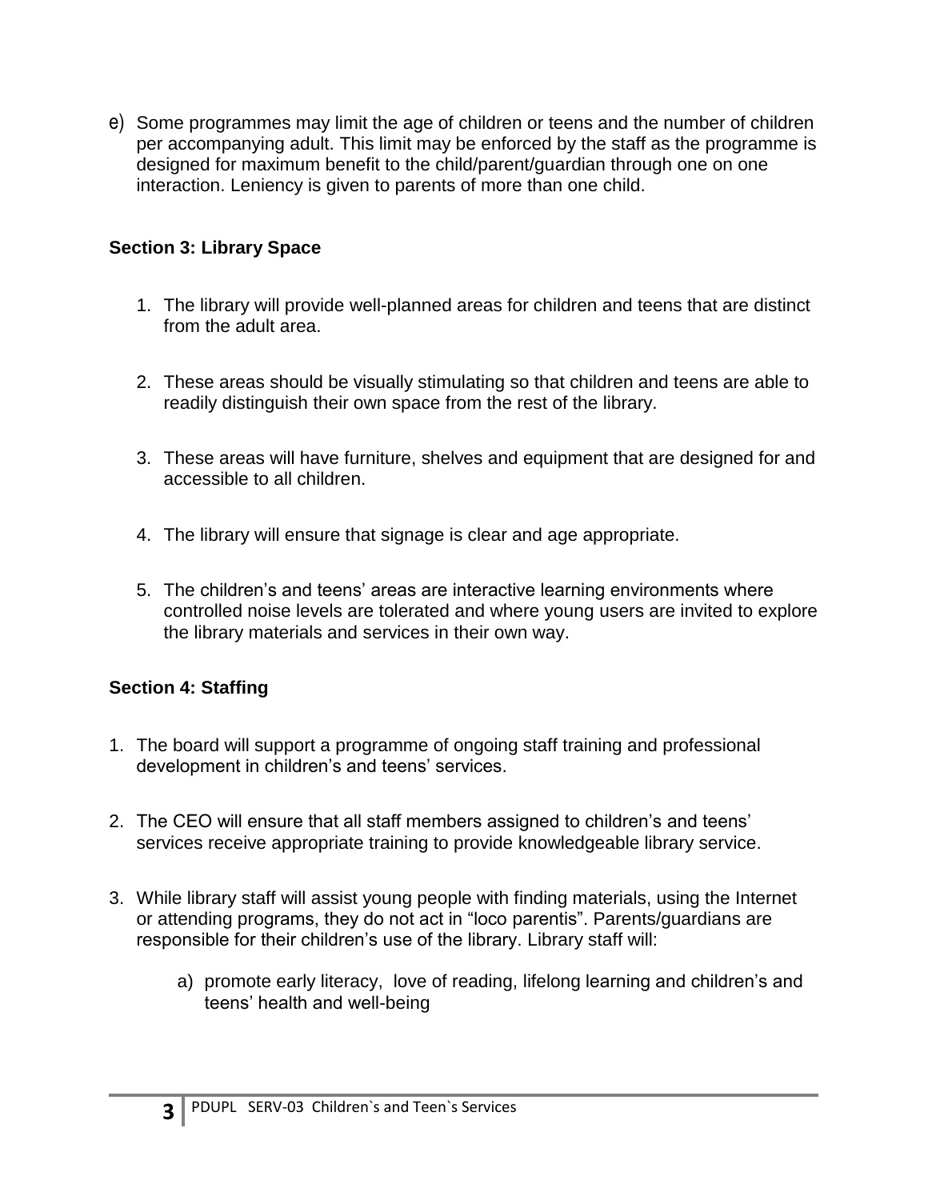e) Some programmes may limit the age of children or teens and the number of children per accompanying adult. This limit may be enforced by the staff as the programme is designed for maximum benefit to the child/parent/guardian through one on one interaction. Leniency is given to parents of more than one child.

**Section 3: Library Space**

1. The library will provide well-planned areas for children and teens that are distinct from the adult area.

2. These areas should be visually stimulating so that children and teens are able to readily distinguish their own space from the rest of the library.

3. These areas will have furniture, shelves and equipment that are designed for and accessible to all children.

4. The library will ensure that signage is clear and age appropriate.

5. The children's and teens' areas are interactive learning environments where controlled noise levels are tolerated and where young users are invited to explore the library materials and services in their own way.

**Section 4: Staffing**

1. The board will support a programme of ongoing staff training and professional development in children's and teens' services.

2. The CEO will ensure that all staff members assigned to children's and teens' services receive appropriate training to provide knowledgeable library service.

3. While library staff will assist young people with finding materials, using the Internet or attending programs, they do not act in "loco parentis". Parents/guardians are responsible for their children's use of the library. Library staff will:

   a) promote early literacy, love of reading, lifelong learning and children's and teens' health and well-being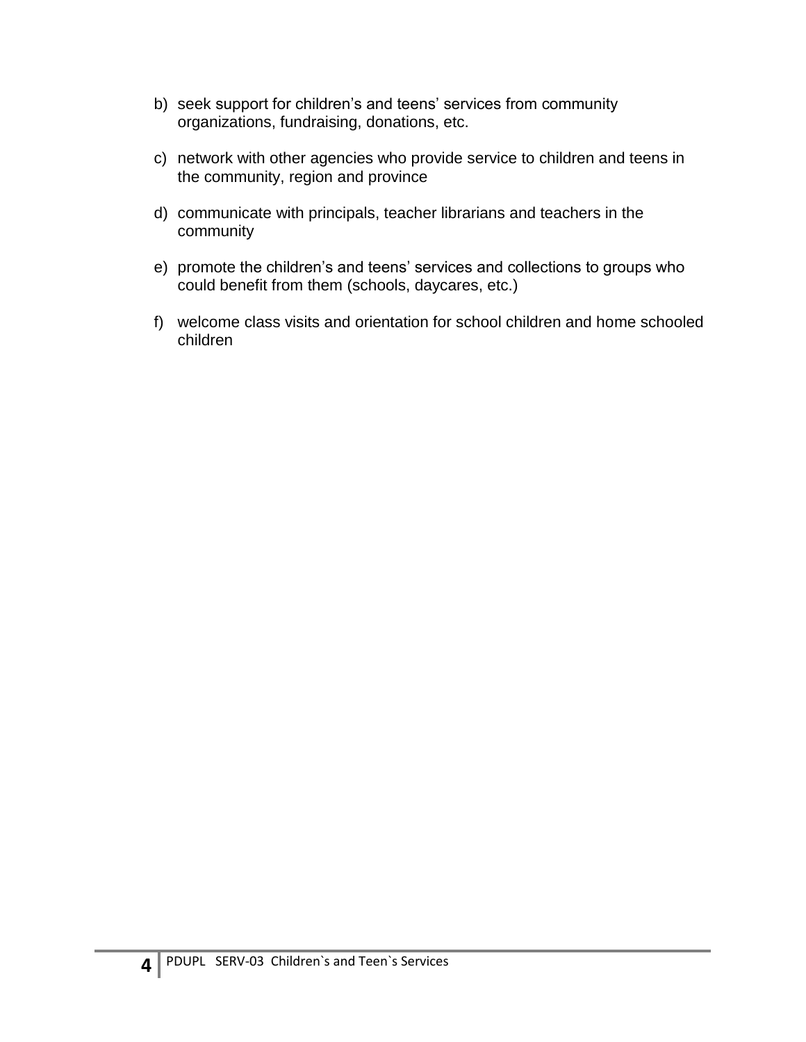b) seek support for children's and teens' services from community organizations, fundraising, donations, etc.

c) network with other agencies who provide service to children and teens in the community, region and province

d) communicate with principals, teacher librarians and teachers in the community

e) promote the children's and teens' services and collections to groups who could benefit from them (schools, daycares, etc.)

f) welcome class visits and orientation for school children and home schooled children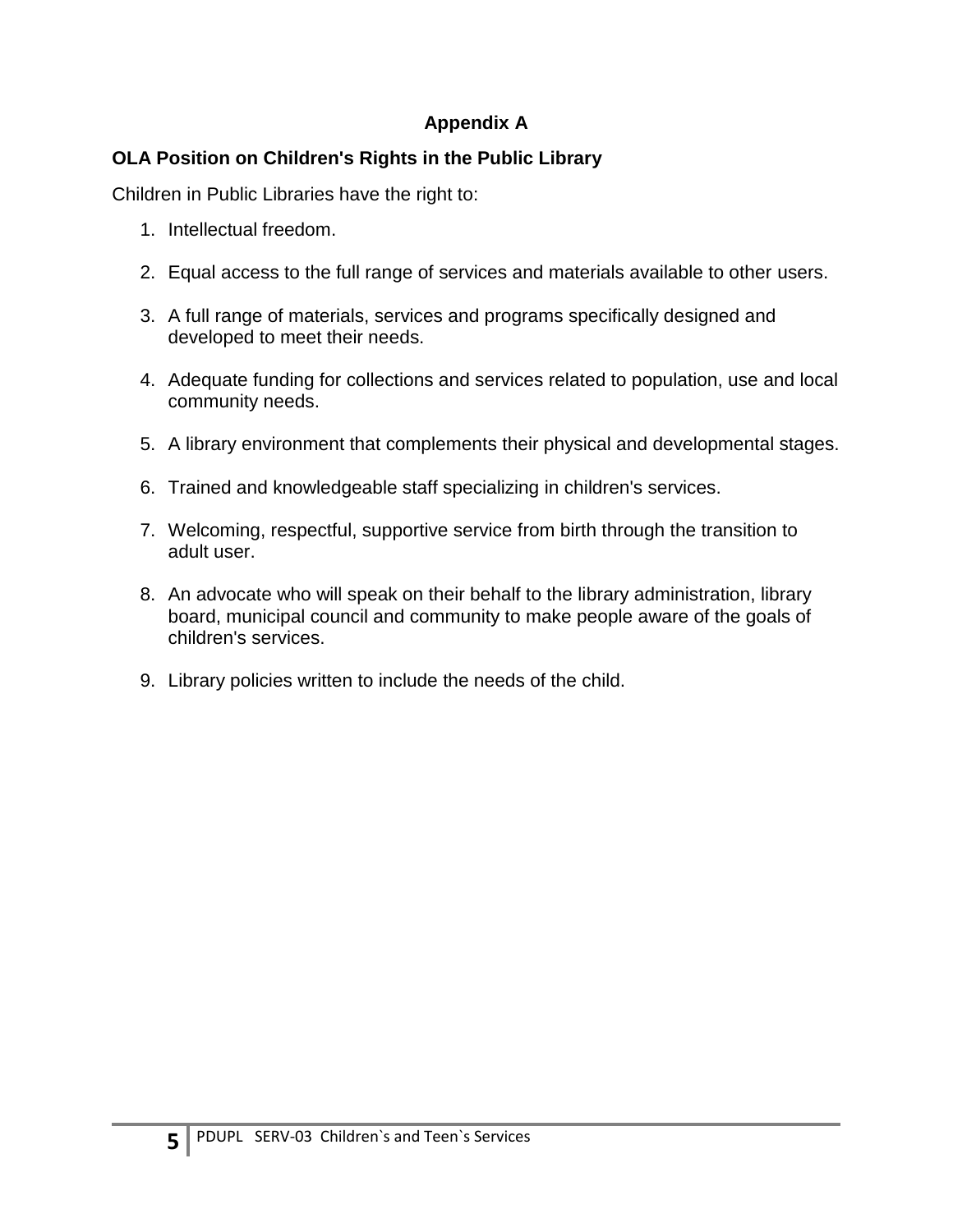## Appendix A

### OLA Position on Children's Rights in the Public Library

Children in Public Libraries have the right to:

1. Intellectual freedom.
2. Equal access to the full range of services and materials available to other users.
3. A full range of materials, services and programs specifically designed and developed to meet their needs.
4. Adequate funding for collections and services related to population, use and local community needs.
5. A library environment that complements their physical and developmental stages.
6. Trained and knowledgeable staff specializing in children's services.
7. Welcoming, respectful, supportive service from birth through the transition to adult user.
8. An advocate who will speak on their behalf to the library administration, library board, municipal council and community to make people aware of the goals of children's services.
9. Library policies written to include the needs of the child.